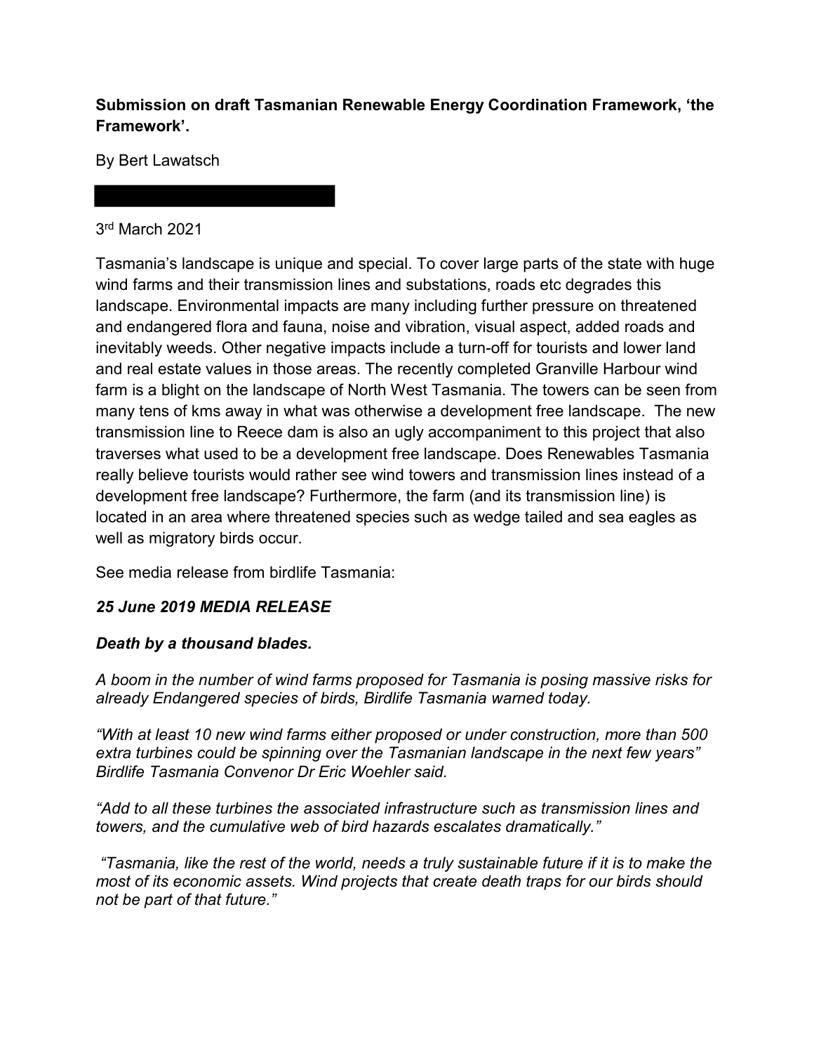**Submission on draft Tasmanian Renewable Energy Coordination Framework, 'the Framework'.**

By Bert Lawatsch

3rd March 2021

Tasmania's landscape is unique and special. To cover large parts of the state with huge wind farms and their transmission lines and substations, roads etc degrades this landscape. Environmental impacts are many including further pressure on threatened and endangered flora and fauna, noise and vibration, visual aspect, added roads and inevitably weeds. Other negative impacts include a turn-off for tourists and lower land and real estate values in those areas. The recently completed Granville Harbour wind farm is a blight on the landscape of North West Tasmania. The towers can be seen from many tens of kms away in what was otherwise a development free landscape. The new transmission line to Reece dam is also an ugly accompaniment to this project that also traverses what used to be a development free landscape. Does Renewables Tasmania really believe tourists would rather see wind towers and transmission lines instead of a development free landscape? Furthermore, the farm (and its transmission line) is located in an area where threatened species such as wedge tailed and sea eagles as well as migratory birds occur.

See media release from birdlife Tasmania:

***25 June 2019 MEDIA RELEASE***

***Death by a thousand blades.***

*A boom in the number of wind farms proposed for Tasmania is posing massive risks for already Endangered species of birds, Birdlife Tasmania warned today.*

*"With at least 10 new wind farms either proposed or under construction, more than 500 extra turbines could be spinning over the Tasmanian landscape in the next few years" Birdlife Tasmania Convenor Dr Eric Woehler said.*

*"Add to all these turbines the associated infrastructure such as transmission lines and towers, and the cumulative web of bird hazards escalates dramatically."*

*"Tasmania, like the rest of the world, needs a truly sustainable future if it is to make the most of its economic assets. Wind projects that create death traps for our birds should not be part of that future."*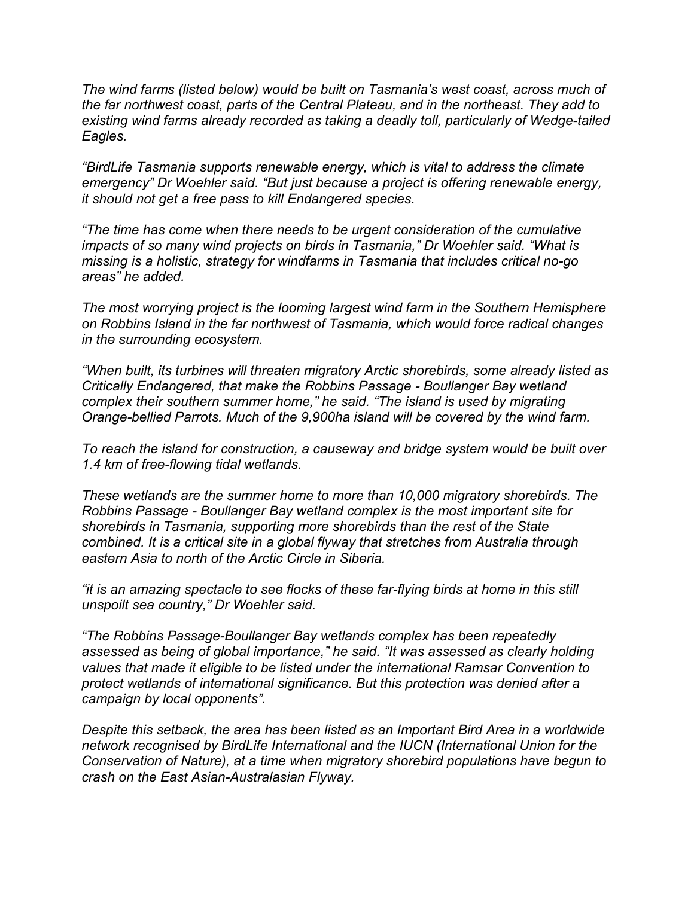*The wind farms (listed below) would be built on Tasmania's west coast, across much of the far northwest coast, parts of the Central Plateau, and in the northeast. They add to existing wind farms already recorded as taking a deadly toll, particularly of Wedge-tailed Eagles.*

*"BirdLife Tasmania supports renewable energy, which is vital to address the climate emergency" Dr Woehler said. "But just because a project is offering renewable energy, it should not get a free pass to kill Endangered species.*

*"The time has come when there needs to be urgent consideration of the cumulative impacts of so many wind projects on birds in Tasmania," Dr Woehler said. "What is missing is a holistic, strategy for windfarms in Tasmania that includes critical no-go areas" he added.*

*The most worrying project is the looming largest wind farm in the Southern Hemisphere on Robbins Island in the far northwest of Tasmania, which would force radical changes in the surrounding ecosystem.*

*"When built, its turbines will threaten migratory Arctic shorebirds, some already listed as Critically Endangered, that make the Robbins Passage - Boullanger Bay wetland complex their southern summer home," he said. "The island is used by migrating Orange-bellied Parrots. Much of the 9,900ha island will be covered by the wind farm.*

*To reach the island for construction, a causeway and bridge system would be built over 1.4 km of free-flowing tidal wetlands.*

*These wetlands are the summer home to more than 10,000 migratory shorebirds. The Robbins Passage - Boullanger Bay wetland complex is the most important site for shorebirds in Tasmania, supporting more shorebirds than the rest of the State combined. It is a critical site in a global flyway that stretches from Australia through eastern Asia to north of the Arctic Circle in Siberia.*

*"it is an amazing spectacle to see flocks of these far-flying birds at home in this still unspoilt sea country," Dr Woehler said.*

*"The Robbins Passage-Boullanger Bay wetlands complex has been repeatedly assessed as being of global importance," he said. "It was assessed as clearly holding values that made it eligible to be listed under the international Ramsar Convention to protect wetlands of international significance. But this protection was denied after a campaign by local opponents".*

*Despite this setback, the area has been listed as an Important Bird Area in a worldwide network recognised by BirdLife International and the IUCN (International Union for the Conservation of Nature), at a time when migratory shorebird populations have begun to crash on the East Asian-Australasian Flyway.*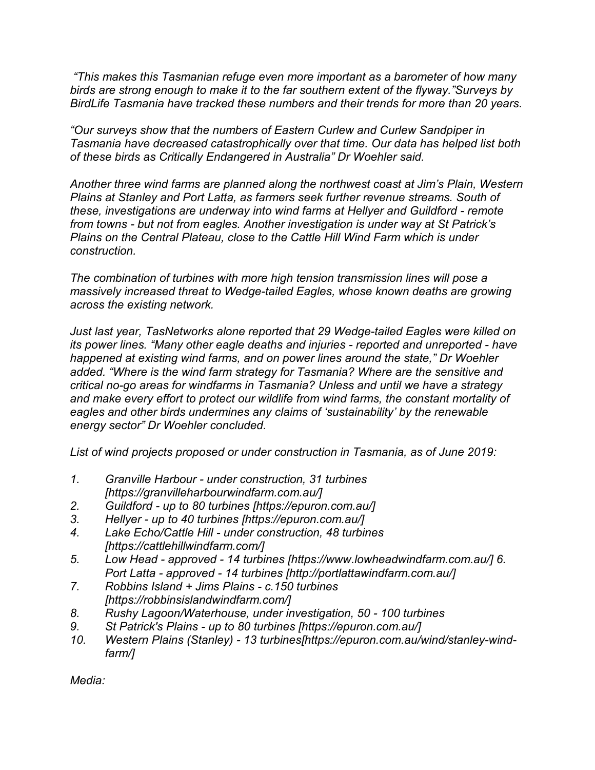*"This makes this Tasmanian refuge even more important as a barometer of how many birds are strong enough to make it to the far southern extent of the flyway."Surveys by BirdLife Tasmania have tracked these numbers and their trends for more than 20 years.*

*"Our surveys show that the numbers of Eastern Curlew and Curlew Sandpiper in Tasmania have decreased catastrophically over that time. Our data has helped list both of these birds as Critically Endangered in Australia" Dr Woehler said.*

*Another three wind farms are planned along the northwest coast at Jim's Plain, Western Plains at Stanley and Port Latta, as farmers seek further revenue streams. South of these, investigations are underway into wind farms at Hellyer and Guildford - remote from towns - but not from eagles. Another investigation is under way at St Patrick's Plains on the Central Plateau, close to the Cattle Hill Wind Farm which is under construction.*

*The combination of turbines with more high tension transmission lines will pose a massively increased threat to Wedge-tailed Eagles, whose known deaths are growing across the existing network.*

*Just last year, TasNetworks alone reported that 29 Wedge-tailed Eagles were killed on its power lines. "Many other eagle deaths and injuries - reported and unreported - have happened at existing wind farms, and on power lines around the state," Dr Woehler added. "Where is the wind farm strategy for Tasmania? Where are the sensitive and critical no-go areas for windfarms in Tasmania? Unless and until we have a strategy and make every effort to protect our wildlife from wind farms, the constant mortality of eagles and other birds undermines any claims of 'sustainability' by the renewable energy sector" Dr Woehler concluded.*

*List of wind projects proposed or under construction in Tasmania, as of June 2019:*

1. *Granville Harbour - under construction, 31 turbines [https://granvilleharbourwindfarm.com.au/]*
2. *Guildford - up to 80 turbines [https://epuron.com.au/]*
3. *Hellyer - up to 40 turbines [https://epuron.com.au/]*
4. *Lake Echo/Cattle Hill - under construction, 48 turbines [https://cattlehillwindfarm.com/]*
5. *Low Head - approved - 14 turbines [https://www.lowheadwindfarm.com.au/] 6. Port Latta - approved - 14 turbines [http://portlattawindfarm.com.au/]*
7. *Robbins Island + Jims Plains - c.150 turbines [https://robbinsislandwindfarm.com/]*
8. *Rushy Lagoon/Waterhouse, under investigation, 50 - 100 turbines*
9. *St Patrick's Plains - up to 80 turbines [https://epuron.com.au/]*
10. *Western Plains (Stanley) - 13 turbines[https://epuron.com.au/wind/stanley-wind-farm/]*

*Media:*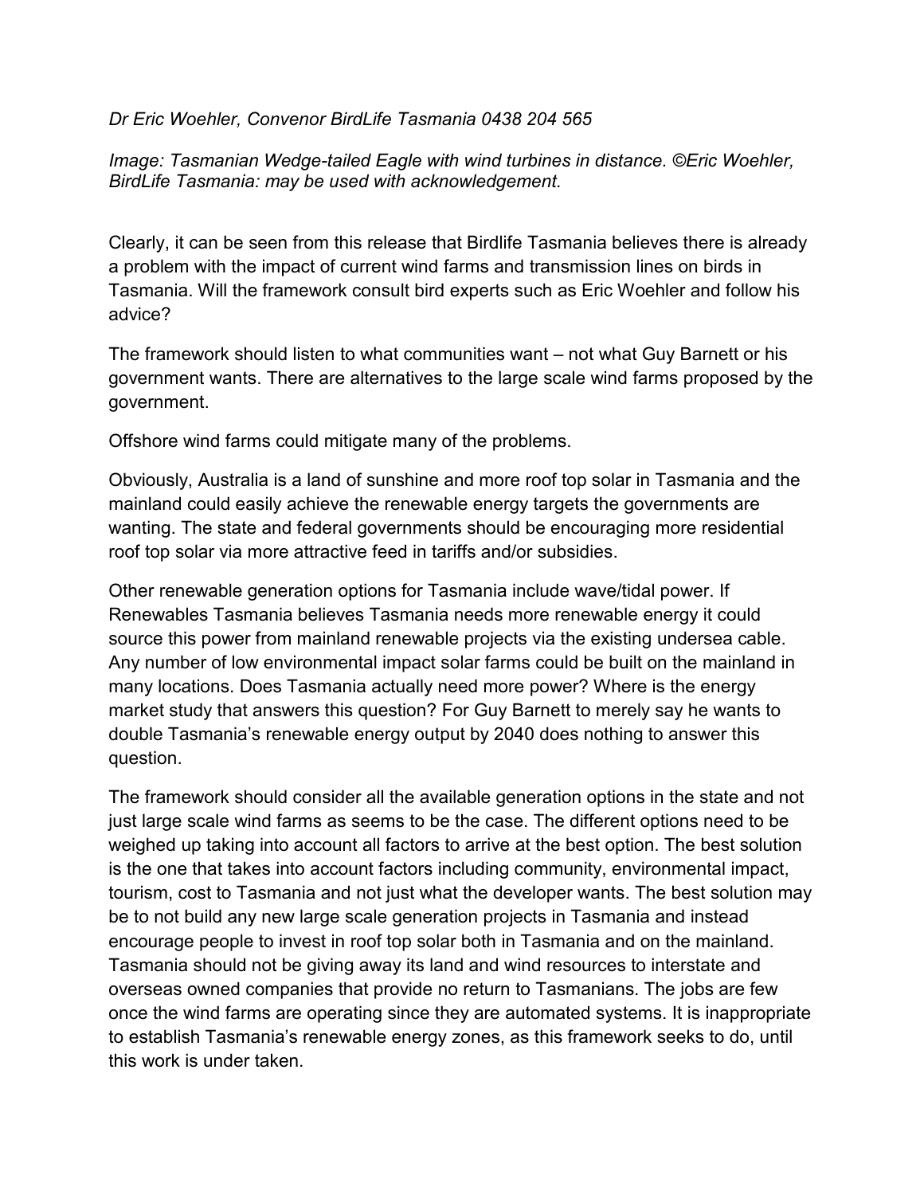*Dr Eric Woehler, Convenor BirdLife Tasmania 0438 204 565*

*Image: Tasmanian Wedge-tailed Eagle with wind turbines in distance. ©Eric Woehler, BirdLife Tasmania: may be used with acknowledgement.*

Clearly, it can be seen from this release that Birdlife Tasmania believes there is already a problem with the impact of current wind farms and transmission lines on birds in Tasmania. Will the framework consult bird experts such as Eric Woehler and follow his advice?

The framework should listen to what communities want – not what Guy Barnett or his government wants. There are alternatives to the large scale wind farms proposed by the government.

Offshore wind farms could mitigate many of the problems.

Obviously, Australia is a land of sunshine and more roof top solar in Tasmania and the mainland could easily achieve the renewable energy targets the governments are wanting. The state and federal governments should be encouraging more residential roof top solar via more attractive feed in tariffs and/or subsidies.

Other renewable generation options for Tasmania include wave/tidal power. If Renewables Tasmania believes Tasmania needs more renewable energy it could source this power from mainland renewable projects via the existing undersea cable. Any number of low environmental impact solar farms could be built on the mainland in many locations. Does Tasmania actually need more power? Where is the energy market study that answers this question? For Guy Barnett to merely say he wants to double Tasmania's renewable energy output by 2040 does nothing to answer this question.

The framework should consider all the available generation options in the state and not just large scale wind farms as seems to be the case. The different options need to be weighed up taking into account all factors to arrive at the best option. The best solution is the one that takes into account factors including community, environmental impact, tourism, cost to Tasmania and not just what the developer wants. The best solution may be to not build any new large scale generation projects in Tasmania and instead encourage people to invest in roof top solar both in Tasmania and on the mainland. Tasmania should not be giving away its land and wind resources to interstate and overseas owned companies that provide no return to Tasmanians. The jobs are few once the wind farms are operating since they are automated systems. It is inappropriate to establish Tasmania's renewable energy zones, as this framework seeks to do, until this work is under taken.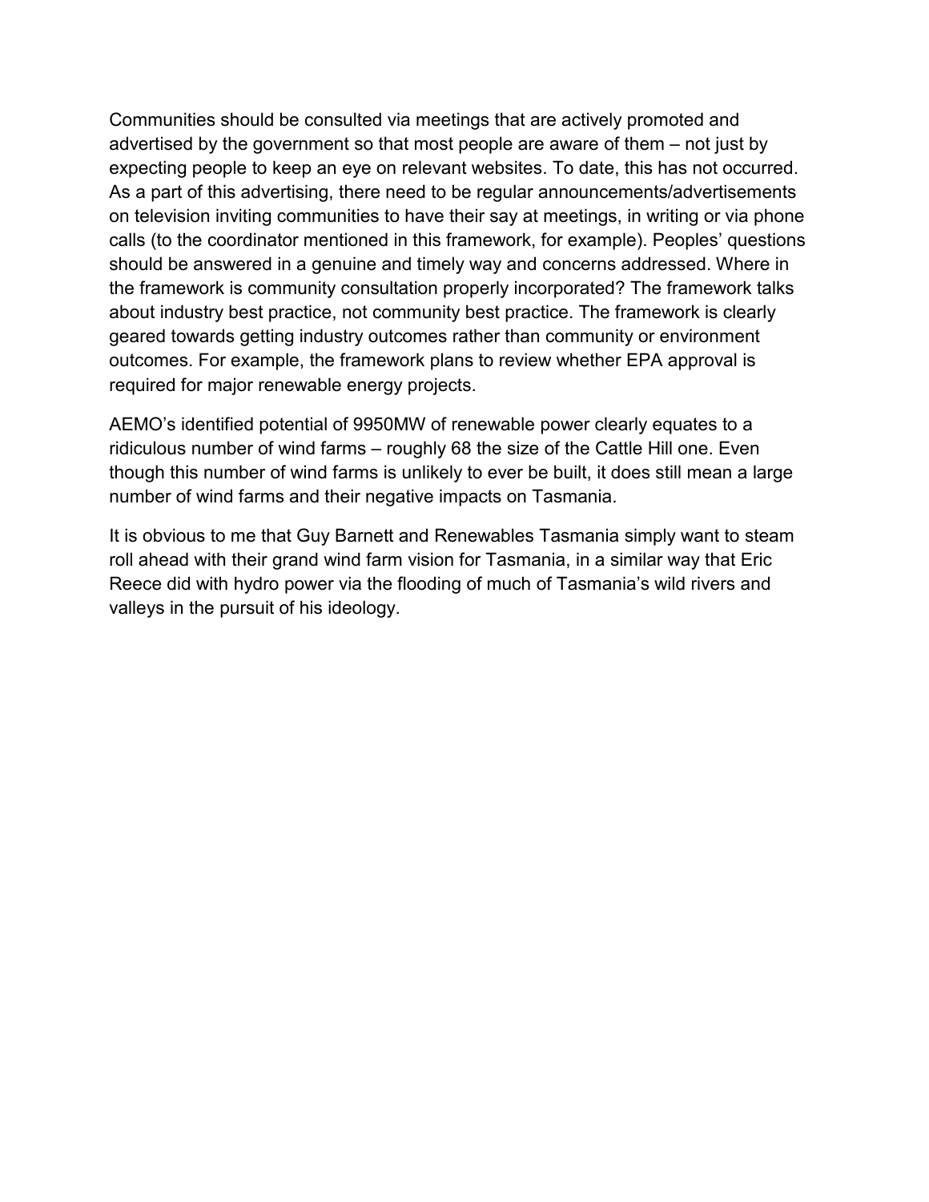Communities should be consulted via meetings that are actively promoted and advertised by the government so that most people are aware of them – not just by expecting people to keep an eye on relevant websites. To date, this has not occurred. As a part of this advertising, there need to be regular announcements/advertisements on television inviting communities to have their say at meetings, in writing or via phone calls (to the coordinator mentioned in this framework, for example). Peoples' questions should be answered in a genuine and timely way and concerns addressed. Where in the framework is community consultation properly incorporated? The framework talks about industry best practice, not community best practice. The framework is clearly geared towards getting industry outcomes rather than community or environment outcomes. For example, the framework plans to review whether EPA approval is required for major renewable energy projects.

AEMO's identified potential of 9950MW of renewable power clearly equates to a ridiculous number of wind farms – roughly 68 the size of the Cattle Hill one. Even though this number of wind farms is unlikely to ever be built, it does still mean a large number of wind farms and their negative impacts on Tasmania.

It is obvious to me that Guy Barnett and Renewables Tasmania simply want to steam roll ahead with their grand wind farm vision for Tasmania, in a similar way that Eric Reece did with hydro power via the flooding of much of Tasmania's wild rivers and valleys in the pursuit of his ideology.